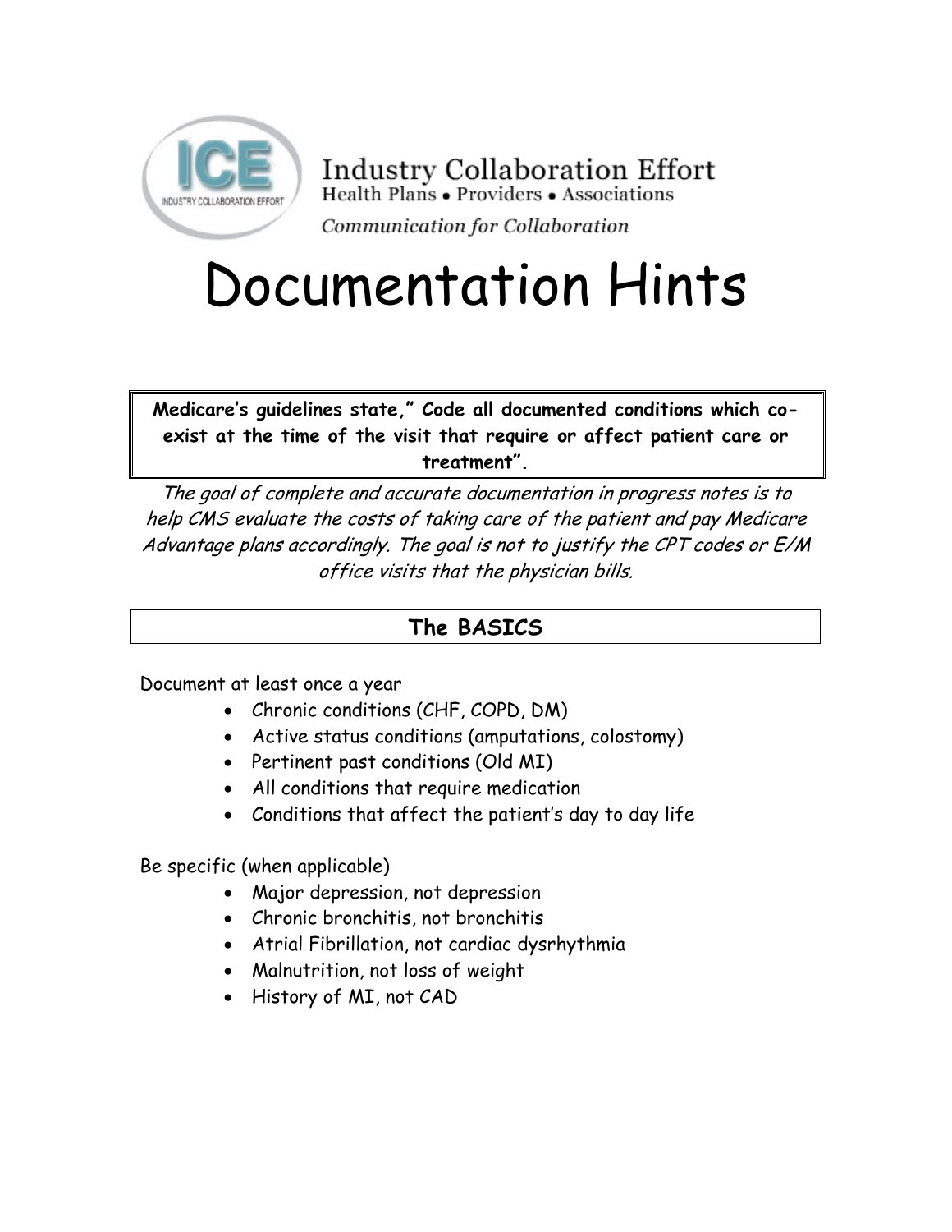Industry Collaboration Effort

Health Plans • Providers • Associations

*Communication for Collaboration*

# Documentation Hints

**Medicare's guidelines state," Code all documented conditions which co-exist at the time of the visit that require or affect patient care or treatment".**

*The goal of complete and accurate documentation in progress notes is to help CMS evaluate the costs of taking care of the patient and pay Medicare Advantage plans accordingly. The goal is not to justify the CPT codes or E/M office visits that the physician bills.*

## The BASICS

Document at least once a year

- Chronic conditions (CHF, COPD, DM)
- Active status conditions (amputations, colostomy)
- Pertinent past conditions (Old MI)
- All conditions that require medication
- Conditions that affect the patient's day to day life

Be specific (when applicable)

- Major depression, not depression
- Chronic bronchitis, not bronchitis
- Atrial Fibrillation, not cardiac dysrhythmia
- Malnutrition, not loss of weight
- History of MI, not CAD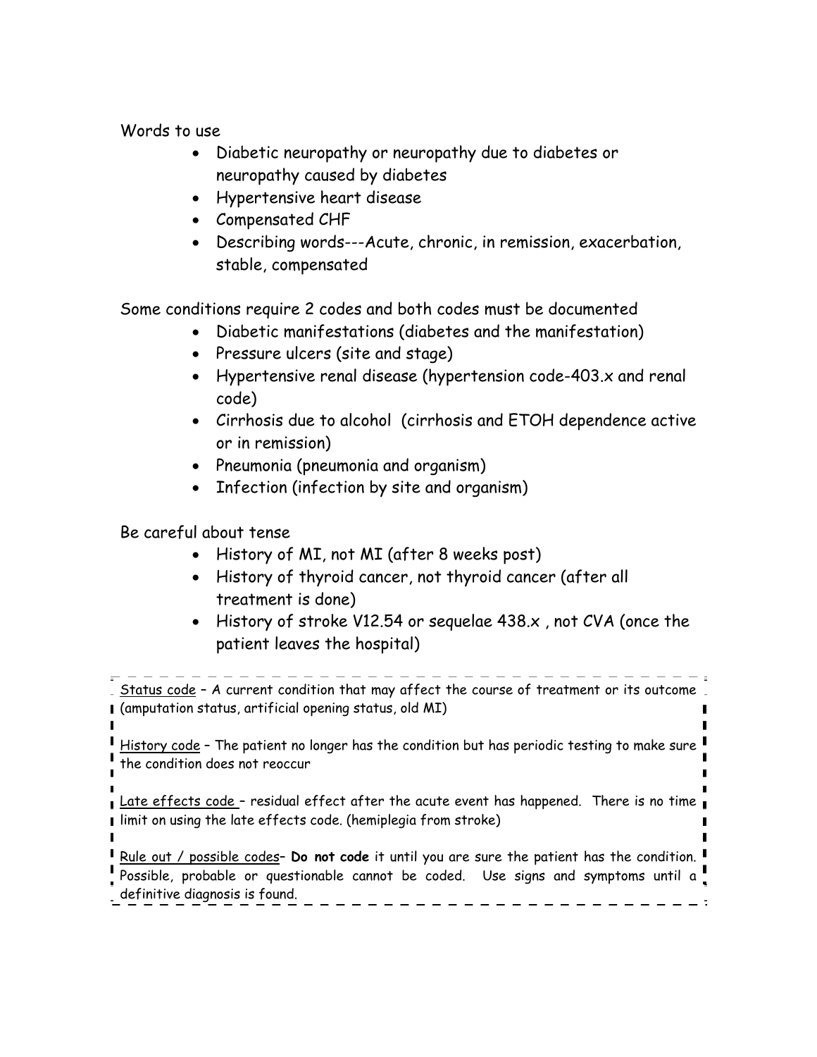Words to use

- Diabetic neuropathy or neuropathy due to diabetes or neuropathy caused by diabetes
- Hypertensive heart disease
- Compensated CHF
- Describing words---Acute, chronic, in remission, exacerbation, stable, compensated

Some conditions require 2 codes and both codes must be documented

- Diabetic manifestations (diabetes and the manifestation)
- Pressure ulcers (site and stage)
- Hypertensive renal disease (hypertension code-403.x and renal code)
- Cirrhosis due to alcohol (cirrhosis and ETOH dependence active or in remission)
- Pneumonia (pneumonia and organism)
- Infection (infection by site and organism)

Be careful about tense

- History of MI, not MI (after 8 weeks post)
- History of thyroid cancer, not thyroid cancer (after all treatment is done)
- History of stroke V12.54 or sequelae 438.x , not CVA (once the patient leaves the hospital)

<u>Status code</u> – A current condition that may affect the course of treatment or its outcome (amputation status, artificial opening status, old MI)

<u>History code</u> – The patient no longer has the condition but has periodic testing to make sure the condition does not reoccur

<u>Late effects code</u> – residual effect after the acute event has happened. There is no time limit on using the late effects code. (hemiplegia from stroke)

<u>Rule out / possible codes</u>– **Do not code** it until you are sure the patient has the condition. Possible, probable or questionable cannot be coded. Use signs and symptoms until a definitive diagnosis is found.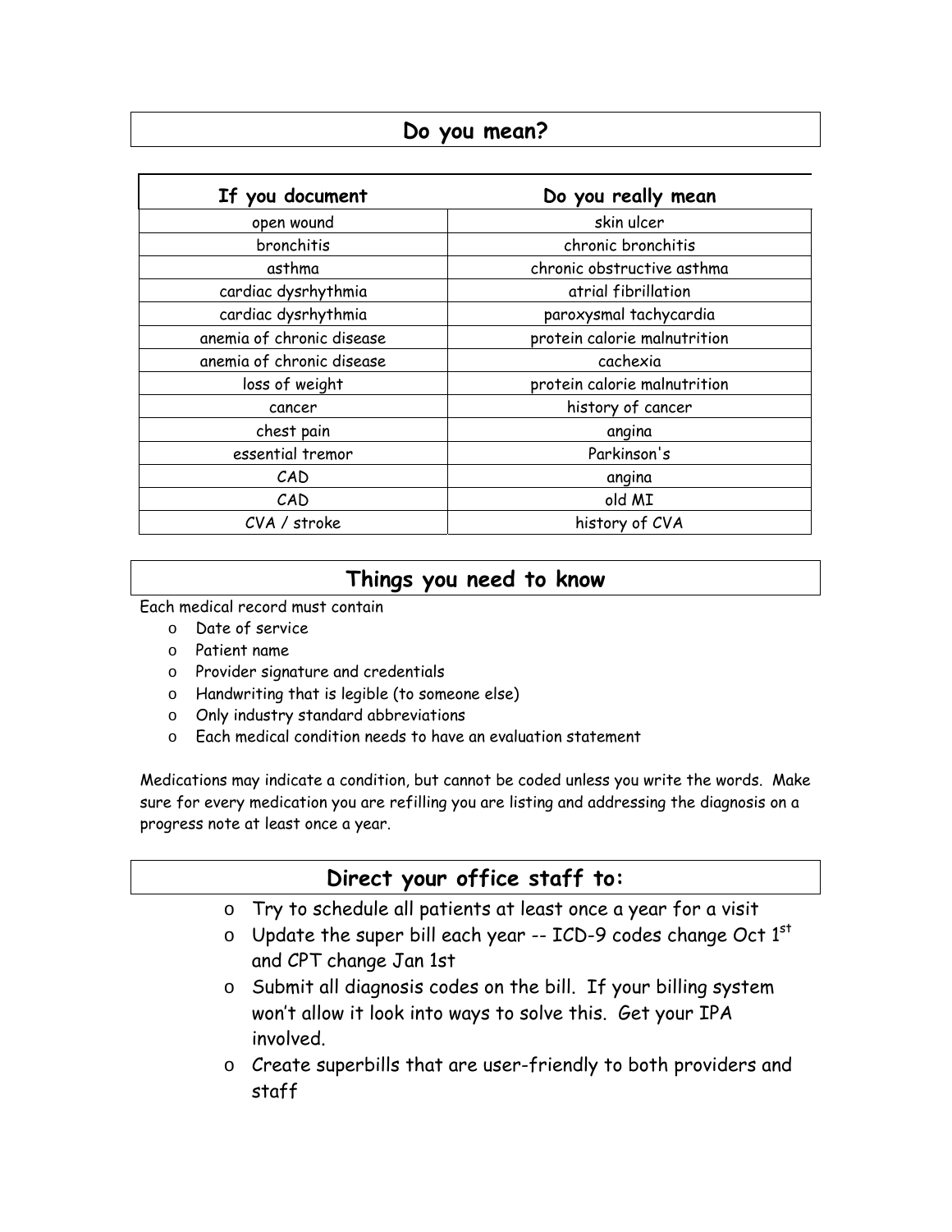## Do you mean?

| If you document | Do you really mean |
|---|---|
| open wound | skin ulcer |
| bronchitis | chronic bronchitis |
| asthma | chronic obstructive asthma |
| cardiac dysrhythmia | atrial fibrillation |
| cardiac dysrhythmia | paroxysmal tachycardia |
| anemia of chronic disease | protein calorie malnutrition |
| anemia of chronic disease | cachexia |
| loss of weight | protein calorie malnutrition |
| cancer | history of cancer |
| chest pain | angina |
| essential tremor | Parkinson's |
| CAD | angina |
| CAD | old MI |
| CVA / stroke | history of CVA |

## Things you need to know

Each medical record must contain

- Date of service
- Patient name
- Provider signature and credentials
- Handwriting that is legible (to someone else)
- Only industry standard abbreviations
- Each medical condition needs to have an evaluation statement

Medications may indicate a condition, but cannot be coded unless you write the words. Make sure for every medication you are refilling you are listing and addressing the diagnosis on a progress note at least once a year.

## Direct your office staff to:

- Try to schedule all patients at least once a year for a visit
- Update the super bill each year -- ICD-9 codes change Oct 1st and CPT change Jan 1st
- Submit all diagnosis codes on the bill. If your billing system won't allow it look into ways to solve this. Get your IPA involved.
- Create superbills that are user-friendly to both providers and staff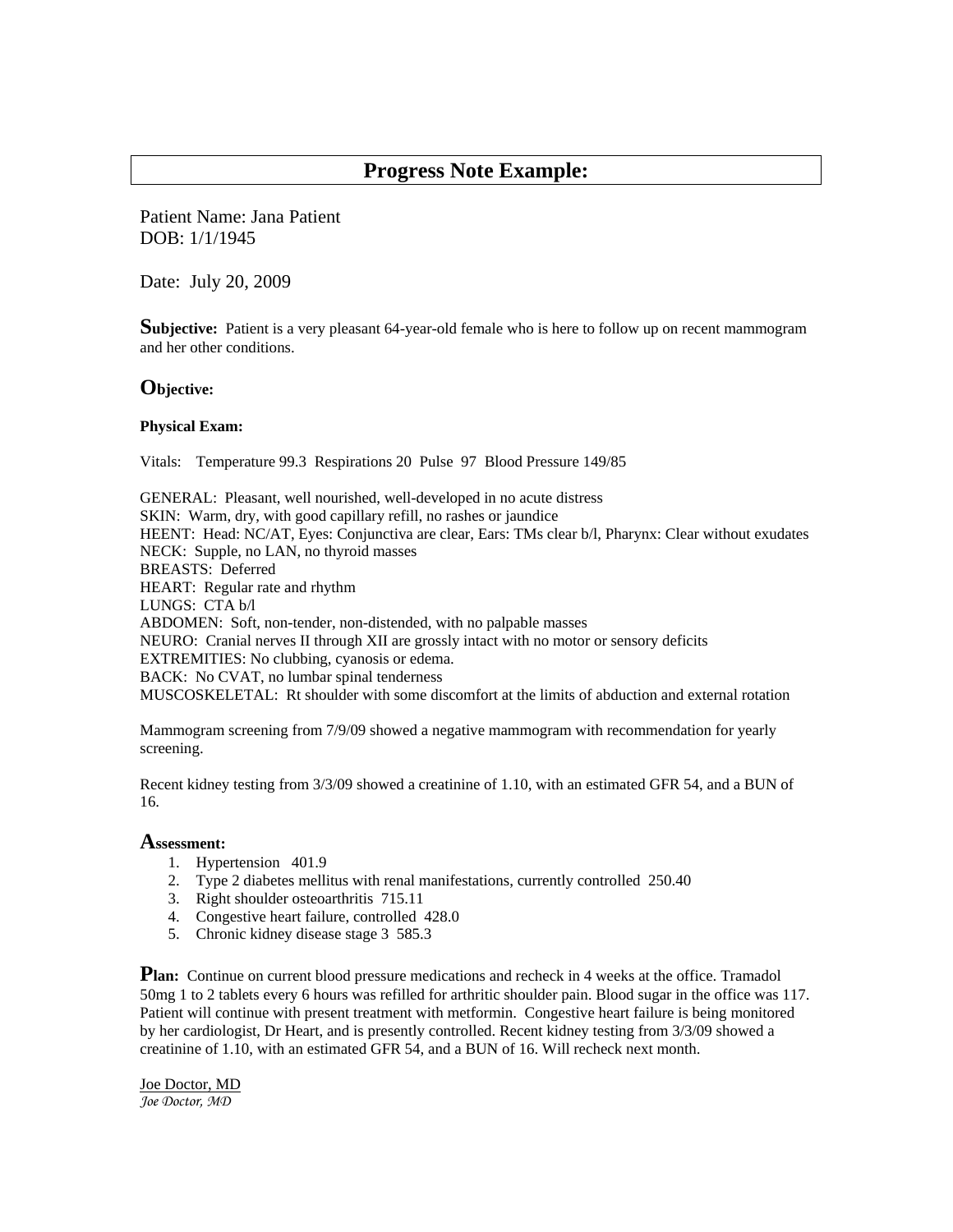# Progress Note Example:

Patient Name: Jana Patient
DOB: 1/1/1945

Date: July 20, 2009

**Subjective:** Patient is a very pleasant 64-year-old female who is here to follow up on recent mammogram and her other conditions.

## Objective:

**Physical Exam:**

Vitals: Temperature 99.3 Respirations 20 Pulse 97 Blood Pressure 149/85

GENERAL: Pleasant, well nourished, well-developed in no acute distress
SKIN: Warm, dry, with good capillary refill, no rashes or jaundice
HEENT: Head: NC/AT, Eyes: Conjunctiva are clear, Ears: TMs clear b/l, Pharynx: Clear without exudates
NECK: Supple, no LAN, no thyroid masses
BREASTS: Deferred
HEART: Regular rate and rhythm
LUNGS: CTA b/l
ABDOMEN: Soft, non-tender, non-distended, with no palpable masses
NEURO: Cranial nerves II through XII are grossly intact with no motor or sensory deficits
EXTREMITIES: No clubbing, cyanosis or edema.
BACK: No CVAT, no lumbar spinal tenderness
MUSCOSKELETAL: Rt shoulder with some discomfort at the limits of abduction and external rotation

Mammogram screening from 7/9/09 showed a negative mammogram with recommendation for yearly screening.

Recent kidney testing from 3/3/09 showed a creatinine of 1.10, with an estimated GFR 54, and a BUN of 16.

## Assessment:

1. Hypertension 401.9
2. Type 2 diabetes mellitus with renal manifestations, currently controlled 250.40
3. Right shoulder osteoarthritis 715.11
4. Congestive heart failure, controlled 428.0
5. Chronic kidney disease stage 3 585.3

**Plan:** Continue on current blood pressure medications and recheck in 4 weeks at the office. Tramadol 50mg 1 to 2 tablets every 6 hours was refilled for arthritic shoulder pain. Blood sugar in the office was 117. Patient will continue with present treatment with metformin. Congestive heart failure is being monitored by her cardiologist, Dr Heart, and is presently controlled. Recent kidney testing from 3/3/09 showed a creatinine of 1.10, with an estimated GFR 54, and a BUN of 16. Will recheck next month.

Joe Doctor, MD
*Joe Doctor, MD*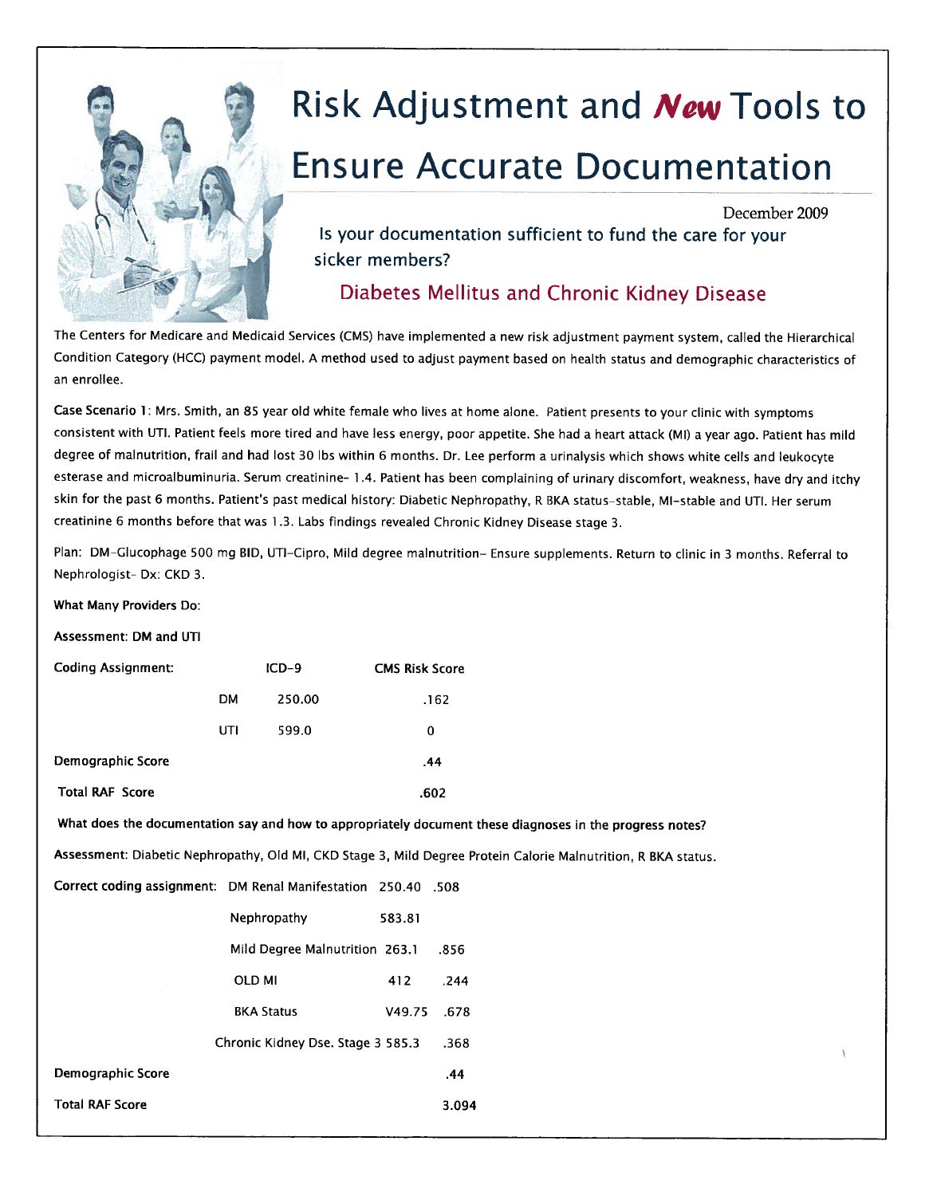# Risk Adjustment and *New* Tools to Ensure Accurate Documentation

December 2009

## Is your documentation sufficient to fund the care for your sicker members?

### Diabetes Mellitus and Chronic Kidney Disease

The Centers for Medicare and Medicaid Services (CMS) have implemented a new risk adjustment payment system, called the Hierarchical Condition Category (HCC) payment model. A method used to adjust payment based on health status and demographic characteristics of an enrollee.

**Case Scenario 1**: Mrs. Smith, an 85 year old white female who lives at home alone. Patient presents to your clinic with symptoms consistent with UTI. Patient feels more tired and have less energy, poor appetite. She had a heart attack (MI) a year ago. Patient has mild degree of malnutrition, frail and had lost 30 lbs within 6 months. Dr. Lee perform a urinalysis which shows white cells and leukocyte esterase and microalbuminuria. Serum creatinine- 1.4. Patient has been complaining of urinary discomfort, weakness, have dry and itchy skin for the past 6 months. Patient's past medical history: Diabetic Nephropathy, R BKA status-stable, MI-stable and UTI. Her serum creatinine 6 months before that was 1.3. Labs findings revealed Chronic Kidney Disease stage 3.

Plan: DM-Glucophage 500 mg BID, UTI-Cipro, Mild degree malnutrition- Ensure supplements. Return to clinic in 3 months. Referral to Nephrologist- Dx: CKD 3.

**What Many Providers Do:**

**Assessment: DM and UTI**

| **Coding Assignment:** | | **ICD-9** | **CMS Risk Score** |
|---|---|---|---|
| | DM | 250.00 | .162 |
| | UTI | 599.0 | 0 |
| **Demographic Score** | | | .44 |
| **Total RAF Score** | | | .602 |

**What does the documentation say and how to appropriately document these diagnoses in the progress notes?**

**Assessment**: Diabetic Nephropathy, Old MI, CKD Stage 3, Mild Degree Protein Calorie Malnutrition, R BKA status.

| **Correct coding assignment:** | | | |
|---|---|---|---|
| | DM Renal Manifestation | 250.40 | .508 |
| | Nephropathy | 583.81 | |
| | Mild Degree Malnutrition | 263.1 | .856 |
| | OLD MI | 412 | .244 |
| | BKA Status | V49.75 | .678 |
| | Chronic Kidney Dse. Stage 3 | 585.3 | .368 |
| **Demographic Score** | | | .44 |
| **Total RAF Score** | | | 3.094 |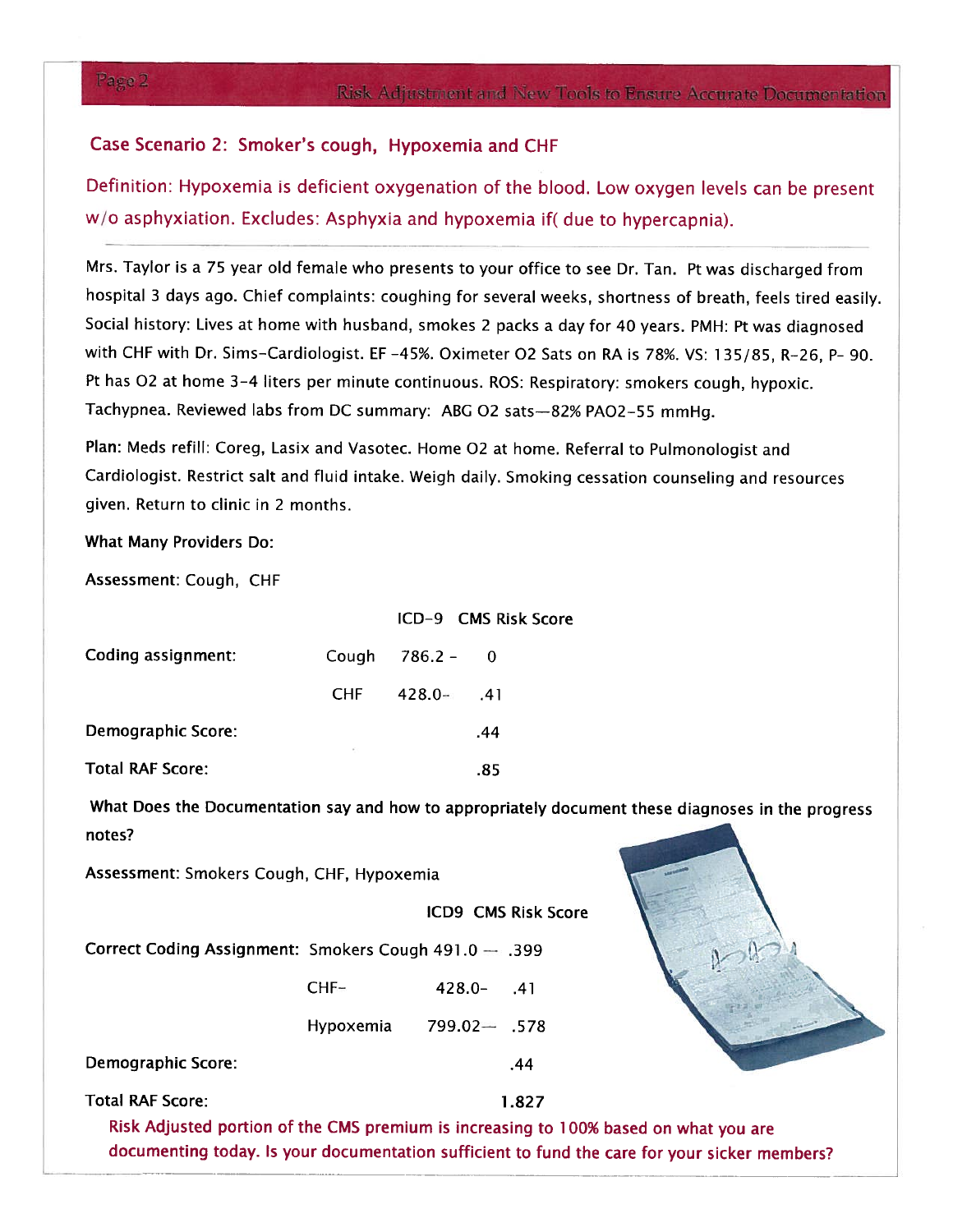## Case Scenario 2: Smoker's cough, Hypoxemia and CHF

Definition: Hypoxemia is deficient oxygenation of the blood. Low oxygen levels can be present w/o asphyxiation. Excludes: Asphyxia and hypoxemia if( due to hypercapnia).

---

Mrs. Taylor is a 75 year old female who presents to your office to see Dr. Tan. Pt was discharged from hospital 3 days ago. Chief complaints: coughing for several weeks, shortness of breath, feels tired easily. Social history: Lives at home with husband, smokes 2 packs a day for 40 years. PMH: Pt was diagnosed with CHF with Dr. Sims-Cardiologist. EF -45%. Oximeter O2 Sats on RA is 78%. VS: 135/85, R-26, P- 90. Pt has O2 at home 3-4 liters per minute continuous. ROS: Respiratory: smokers cough, hypoxic. Tachypnea. Reviewed labs from DC summary: ABG O2 sats—82% PAO2-55 mmHg.

**Plan:** Meds refill: Coreg, Lasix and Vasotec. Home O2 at home. Referral to Pulmonologist and Cardiologist. Restrict salt and fluid intake. Weigh daily. Smoking cessation counseling and resources given. Return to clinic in 2 months.

**What Many Providers Do:**

Assessment: Cough, CHF

| | | ICD-9 | CMS Risk Score |
|---|---|---|---|
| Coding assignment: | Cough | 786.2 - | 0 |
| | CHF | 428.0- | .41 |
| Demographic Score: | | | .44 |
| Total RAF Score: | | | .85 |

**What Does the Documentation say and how to appropriately document these diagnoses in the progress notes?**

Assessment: Smokers Cough, CHF, Hypoxemia

| | | ICD9 | CMS Risk Score |
|---|---|---|---|
| Correct Coding Assignment: | Smokers Cough | 491.0 — | .399 |
| | CHF- | 428.0- | .41 |
| | Hypoxemia | 799.02— | .578 |
| Demographic Score: | | | .44 |
| Total RAF Score: | | | 1.827 |

**Risk Adjusted portion of the CMS premium is increasing to 100% based on what you are documenting today. Is your documentation sufficient to fund the care for your sicker members?**